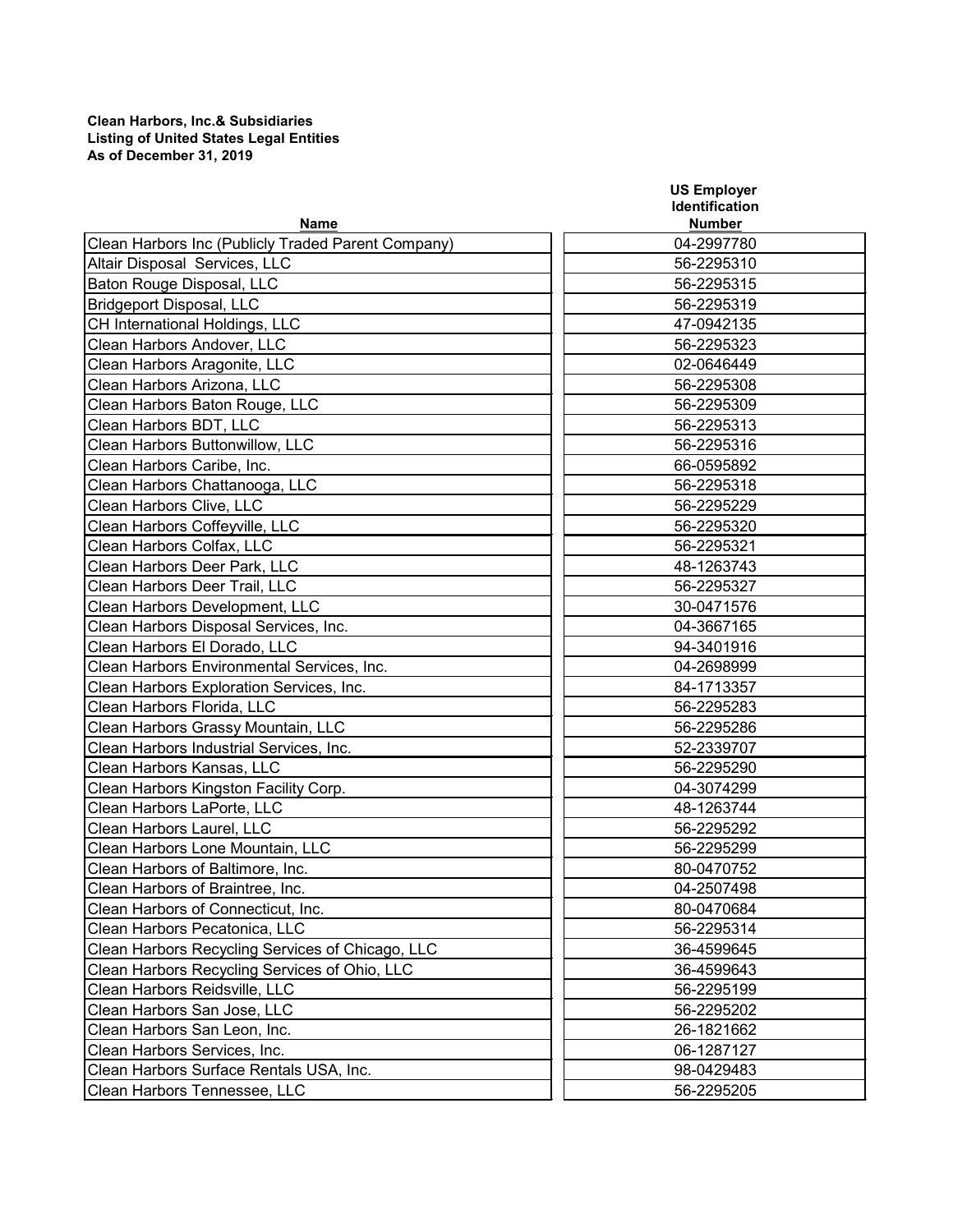**Clean Harbors, Inc.& Subsidiaries**
**Listing of United States Legal Entities**
**As of December 31, 2019**

| Name | US Employer Identification Number |
|---|---|
| Clean Harbors Inc (Publicly Traded Parent Company) | 04-2997780 |
| Altair Disposal  Services, LLC | 56-2295310 |
| Baton Rouge Disposal, LLC | 56-2295315 |
| Bridgeport Disposal, LLC | 56-2295319 |
| CH International Holdings, LLC | 47-0942135 |
| Clean Harbors Andover, LLC | 56-2295323 |
| Clean Harbors Aragonite, LLC | 02-0646449 |
| Clean Harbors Arizona, LLC | 56-2295308 |
| Clean Harbors Baton Rouge, LLC | 56-2295309 |
| Clean Harbors BDT, LLC | 56-2295313 |
| Clean Harbors Buttonwillow, LLC | 56-2295316 |
| Clean Harbors Caribe, Inc. | 66-0595892 |
| Clean Harbors Chattanooga, LLC | 56-2295318 |
| Clean Harbors Clive, LLC | 56-2295229 |
| Clean Harbors Coffeyville, LLC | 56-2295320 |
| Clean Harbors Colfax, LLC | 56-2295321 |
| Clean Harbors Deer Park, LLC | 48-1263743 |
| Clean Harbors Deer Trail, LLC | 56-2295327 |
| Clean Harbors Development, LLC | 30-0471576 |
| Clean Harbors Disposal Services, Inc. | 04-3667165 |
| Clean Harbors El Dorado, LLC | 94-3401916 |
| Clean Harbors Environmental Services, Inc. | 04-2698999 |
| Clean Harbors Exploration Services, Inc. | 84-1713357 |
| Clean Harbors Florida, LLC | 56-2295283 |
| Clean Harbors Grassy Mountain, LLC | 56-2295286 |
| Clean Harbors Industrial Services, Inc. | 52-2339707 |
| Clean Harbors Kansas, LLC | 56-2295290 |
| Clean Harbors Kingston Facility Corp. | 04-3074299 |
| Clean Harbors LaPorte, LLC | 48-1263744 |
| Clean Harbors Laurel, LLC | 56-2295292 |
| Clean Harbors Lone Mountain, LLC | 56-2295299 |
| Clean Harbors of Baltimore, Inc. | 80-0470752 |
| Clean Harbors of Braintree, Inc. | 04-2507498 |
| Clean Harbors of Connecticut, Inc. | 80-0470684 |
| Clean Harbors Pecatonica, LLC | 56-2295314 |
| Clean Harbors Recycling Services of Chicago, LLC | 36-4599645 |
| Clean Harbors Recycling Services of Ohio, LLC | 36-4599643 |
| Clean Harbors Reidsville, LLC | 56-2295199 |
| Clean Harbors San Jose, LLC | 56-2295202 |
| Clean Harbors San Leon, Inc. | 26-1821662 |
| Clean Harbors Services, Inc. | 06-1287127 |
| Clean Harbors Surface Rentals USA, Inc. | 98-0429483 |
| Clean Harbors Tennessee, LLC | 56-2295205 |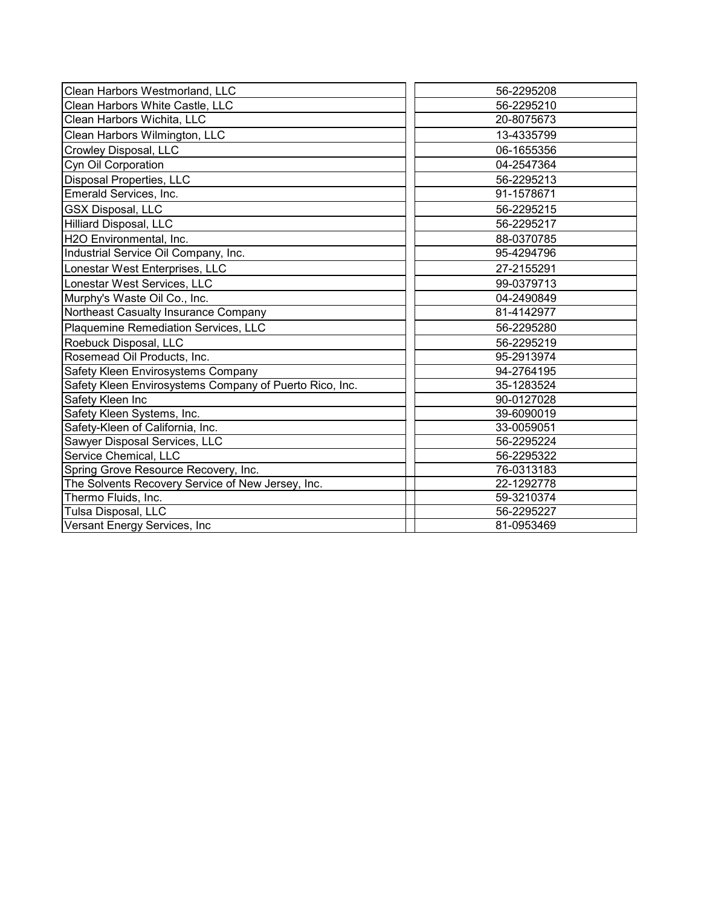| | |
|---|---|
| Clean Harbors Westmorland, LLC | 56-2295208 |
| Clean Harbors White Castle, LLC | 56-2295210 |
| Clean Harbors Wichita, LLC | 20-8075673 |
| Clean Harbors Wilmington, LLC | 13-4335799 |
| Crowley Disposal, LLC | 06-1655356 |
| Cyn Oil Corporation | 04-2547364 |
| Disposal Properties, LLC | 56-2295213 |
| Emerald Services, Inc. | 91-1578671 |
| GSX Disposal, LLC | 56-2295215 |
| Hilliard Disposal, LLC | 56-2295217 |
| H2O Environmental, Inc. | 88-0370785 |
| Industrial Service Oil Company, Inc. | 95-4294796 |
| Lonestar West Enterprises, LLC | 27-2155291 |
| Lonestar West Services, LLC | 99-0379713 |
| Murphy's Waste Oil Co., Inc. | 04-2490849 |
| Northeast Casualty Insurance Company | 81-4142977 |
| Plaquemine Remediation Services, LLC | 56-2295280 |
| Roebuck Disposal, LLC | 56-2295219 |
| Rosemead Oil Products, Inc. | 95-2913974 |
| Safety Kleen Envirosystems Company | 94-2764195 |
| Safety Kleen Envirosystems Company of Puerto Rico, Inc. | 35-1283524 |
| Safety Kleen Inc | 90-0127028 |
| Safety Kleen Systems, Inc. | 39-6090019 |
| Safety-Kleen of California, Inc. | 33-0059051 |
| Sawyer Disposal Services, LLC | 56-2295224 |
| Service Chemical, LLC | 56-2295322 |
| Spring Grove Resource Recovery, Inc. | 76-0313183 |
| The Solvents Recovery Service of New Jersey, Inc. | 22-1292778 |
| Thermo Fluids, Inc. | 59-3210374 |
| Tulsa Disposal, LLC | 56-2295227 |
| Versant Energy Services, Inc | 81-0953469 |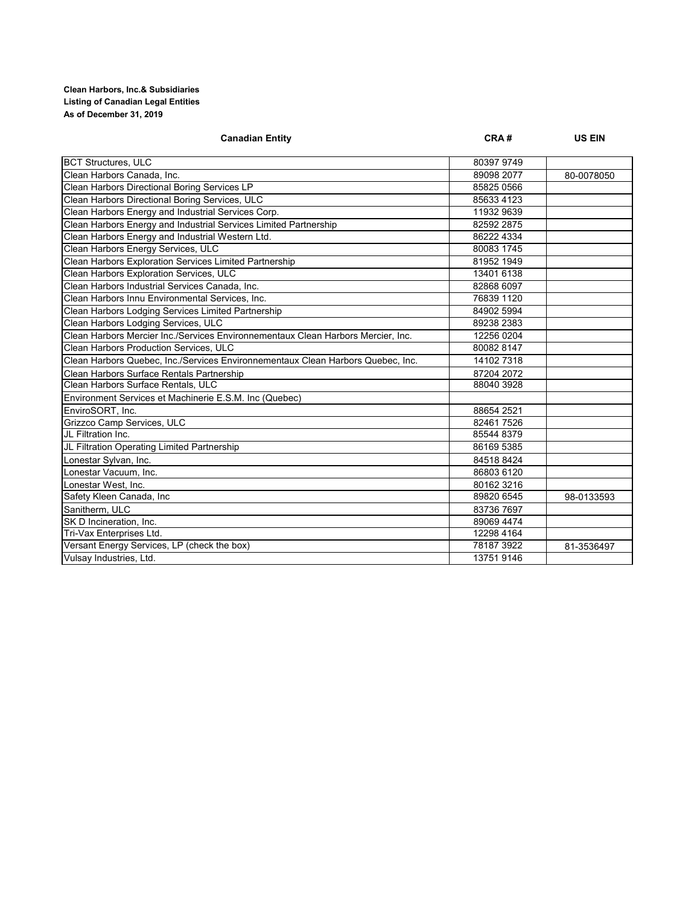**Clean Harbors, Inc.& Subsidiaries**
**Listing of Canadian Legal Entities**
**As of December 31, 2019**

| Canadian Entity | CRA # | US EIN |
|---|---|---|
| BCT Structures, ULC | 80397 9749 | |
| Clean Harbors Canada, Inc. | 89098 2077 | 80-0078050 |
| Clean Harbors Directional Boring Services LP | 85825 0566 | |
| Clean Harbors Directional Boring Services, ULC | 85633 4123 | |
| Clean Harbors Energy and Industrial Services Corp. | 11932 9639 | |
| Clean Harbors Energy and Industrial Services Limited Partnership | 82592 2875 | |
| Clean Harbors Energy and Industrial Western Ltd. | 86222 4334 | |
| Clean Harbors Energy Services, ULC | 80083 1745 | |
| Clean Harbors Exploration Services Limited Partnership | 81952 1949 | |
| Clean Harbors Exploration Services, ULC | 13401 6138 | |
| Clean Harbors Industrial Services Canada, Inc. | 82868 6097 | |
| Clean Harbors Innu Environmental Services, Inc. | 76839 1120 | |
| Clean Harbors Lodging Services Limited Partnership | 84902 5994 | |
| Clean Harbors Lodging Services, ULC | 89238 2383 | |
| Clean Harbors Mercier Inc./Services Environnementaux Clean Harbors Mercier, Inc. | 12256 0204 | |
| Clean Harbors Production Services, ULC | 80082 8147 | |
| Clean Harbors Quebec, Inc./Services Environnementaux Clean Harbors Quebec, Inc. | 14102 7318 | |
| Clean Harbors Surface Rentals Partnership | 87204 2072 | |
| Clean Harbors Surface Rentals, ULC | 88040 3928 | |
| Environment Services et Machinerie E.S.M. Inc (Quebec) | | |
| EnviroSORT, Inc. | 88654 2521 | |
| Grizzco Camp Services, ULC | 82461 7526 | |
| JL Filtration Inc. | 85544 8379 | |
| JL Filtration Operating Limited Partnership | 86169 5385 | |
| Lonestar Sylvan, Inc. | 84518 8424 | |
| Lonestar Vacuum, Inc. | 86803 6120 | |
| Lonestar West, Inc. | 80162 3216 | |
| Safety Kleen Canada, Inc | 89820 6545 | 98-0133593 |
| Sanitherm, ULC | 83736 7697 | |
| SK D Incineration, Inc. | 89069 4474 | |
| Tri-Vax Enterprises Ltd. | 12298 4164 | |
| Versant Energy Services, LP (check the box) | 78187 3922 | 81-3536497 |
| Vulsay Industries, Ltd. | 13751 9146 | |